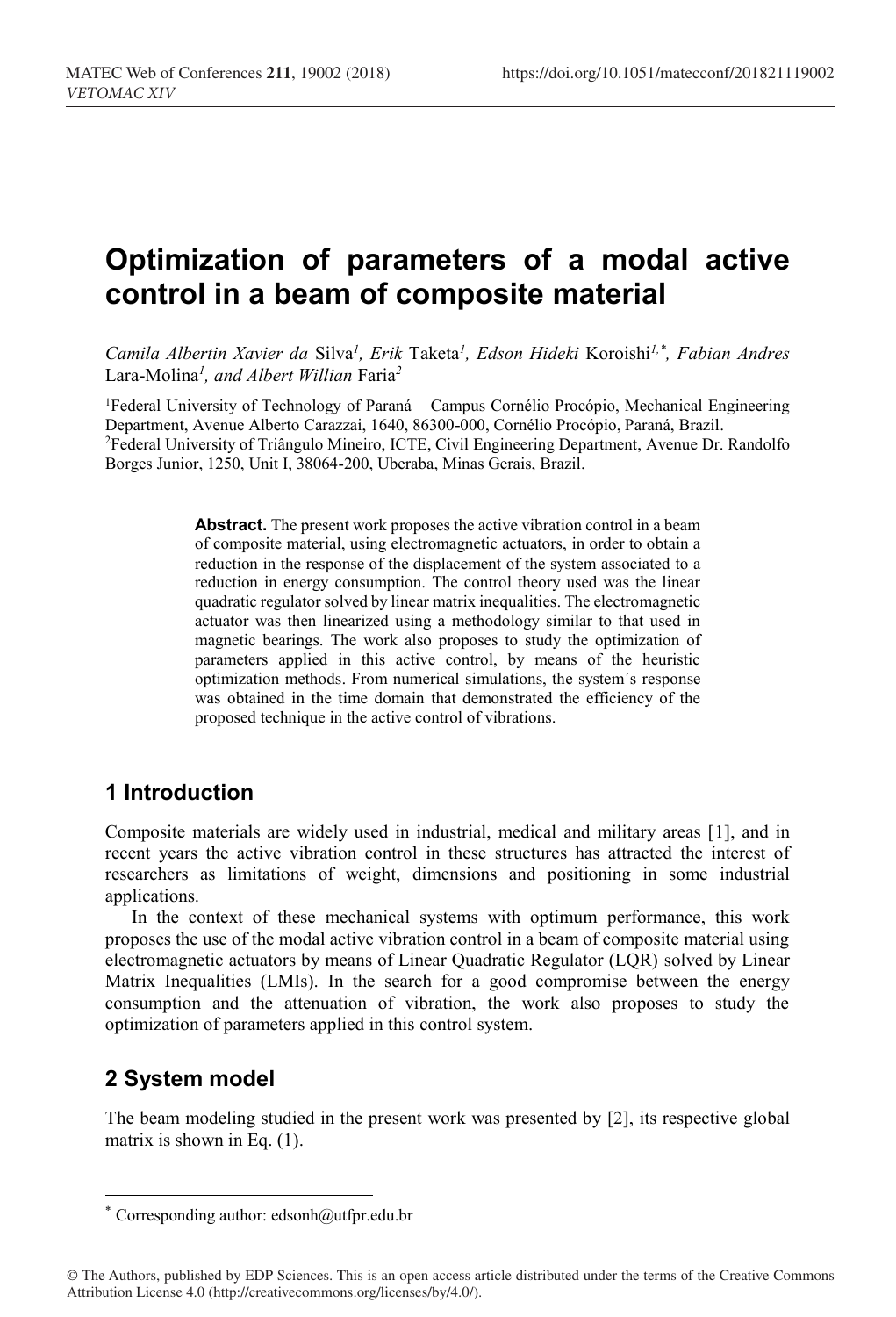# Optimization of parameters of a modal active control in a beam of composite material

*Camila Albertin Xavier da* Silva[1], *Erik* Taketa[1], *Edson Hideki* Koroishi[1,*], *Fabian Andres* Lara-Molina[1], *and Albert Willian* Faria[2]

[1]Federal University of Technology of Paraná – Campus Cornélio Procópio, Mechanical Engineering Department, Avenue Alberto Carazzai, 1640, 86300-000, Cornélio Procópio, Paraná, Brazil.
[2]Federal University of Triângulo Mineiro, ICTE, Civil Engineering Department, Avenue Dr. Randolfo Borges Junior, 1250, Unit I, 38064-200, Uberaba, Minas Gerais, Brazil.

**Abstract.** The present work proposes the active vibration control in a beam of composite material, using electromagnetic actuators, in order to obtain a reduction in the response of the displacement of the system associated to a reduction in energy consumption. The control theory used was the linear quadratic regulator solved by linear matrix inequalities. The electromagnetic actuator was then linearized using a methodology similar to that used in magnetic bearings. The work also proposes to study the optimization of parameters applied in this active control, by means of the heuristic optimization methods. From numerical simulations, the system´s response was obtained in the time domain that demonstrated the efficiency of the proposed technique in the active control of vibrations.

## 1 Introduction

Composite materials are widely used in industrial, medical and military areas [1], and in recent years the active vibration control in these structures has attracted the interest of researchers as limitations of weight, dimensions and positioning in some industrial applications.

In the context of these mechanical systems with optimum performance, this work proposes the use of the modal active vibration control in a beam of composite material using electromagnetic actuators by means of Linear Quadratic Regulator (LQR) solved by Linear Matrix Inequalities (LMIs). In the search for a good compromise between the energy consumption and the attenuation of vibration, the work also proposes to study the optimization of parameters applied in this control system.

## 2 System model

The beam modeling studied in the present work was presented by [2], its respective global matrix is shown in Eq. (1).

---

* Corresponding author: edsonh@utfpr.edu.br

© The Authors, published by EDP Sciences. This is an open access article distributed under the terms of the Creative Commons Attribution License 4.0 (http://creativecommons.org/licenses/by/4.0/).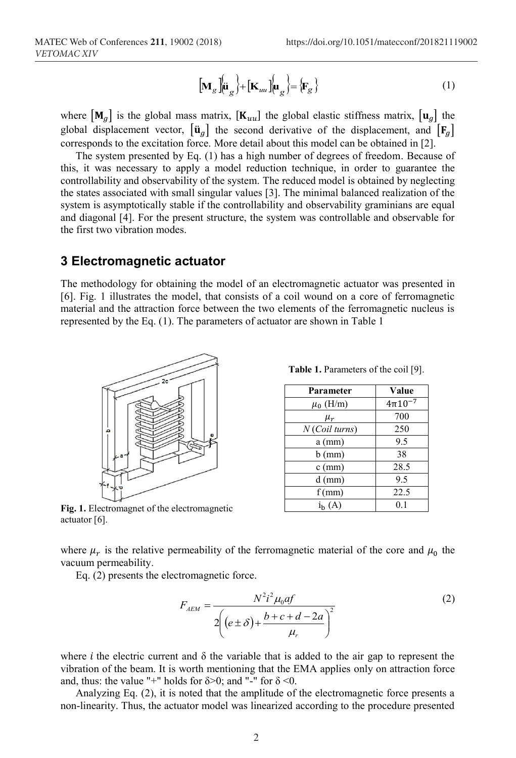$$
[\mathbf{M}_g]\{\ddot{\mathbf{u}}_g\}+[\mathbf{K}_{uu}]\{\mathbf{u}_g\}=\{\mathbf{F}_g\} \tag{1}
$$

where $[\mathbf{M}_g]$ is the global mass matrix, $[\mathbf{K}_{uu}]$ the global elastic stiffness matrix, $[\mathbf{u}_g]$ the global displacement vector, $[\ddot{\mathbf{u}}_g]$ the second derivative of the displacement, and $[\mathbf{F}_g]$ corresponds to the excitation force. More detail about this model can be obtained in [2].

The system presented by Eq. (1) has a high number of degrees of freedom. Because of this, it was necessary to apply a model reduction technique, in order to guarantee the controllability and observability of the system. The reduced model is obtained by neglecting the states associated with small singular values [3]. The minimal balanced realization of the system is asymptotically stable if the controllability and observability graminians are equal and diagonal [4]. For the present structure, the system was controllable and observable for the first two vibration modes.

## 3 Electromagnetic actuator

The methodology for obtaining the model of an electromagnetic actuator was presented in [6]. Fig. 1 illustrates the model, that consists of a coil wound on a core of ferromagnetic material and the attraction force between the two elements of the ferromagnetic nucleus is represented by the Eq. (1). The parameters of actuator are shown in Table 1

Fig. 1. Electromagnet of the electromagnetic actuator [6].

**Table 1.** Parameters of the coil [9].

| Parameter | Value |
|---|---|
| $\mu_0$ (H/m) | $4\pi10^{-7}$ |
| $\mu_r$ | 700 |
| $N$ (*Coil turns*) | 250 |
| a (mm) | 9.5 |
| b (mm) | 38 |
| c (mm) | 28.5 |
| d (mm) | 9.5 |
| f (mm) | 22.5 |
| $i_b$ (A) | 0.1 |

where $\mu_r$ is the relative permeability of the ferromagnetic material of the core and $\mu_0$ the vacuum permeability.

Eq. (2) presents the electromagnetic force.

$$
F_{AEM}=\frac{N^2 i^2 \mu_0 a f}{2\left((e\pm\delta)+\dfrac{b+c+d-2a}{\mu_r}\right)^2} \tag{2}
$$

where $i$ the electric current and $\delta$ the variable that is added to the air gap to represent the vibration of the beam. It is worth mentioning that the EMA applies only on attraction force and, thus: the value "+" holds for $\delta>0$; and "-" for $\delta<0$.

Analyzing Eq. (2), it is noted that the amplitude of the electromagnetic force presents a non-linearity. Thus, the actuator model was linearized according to the procedure presented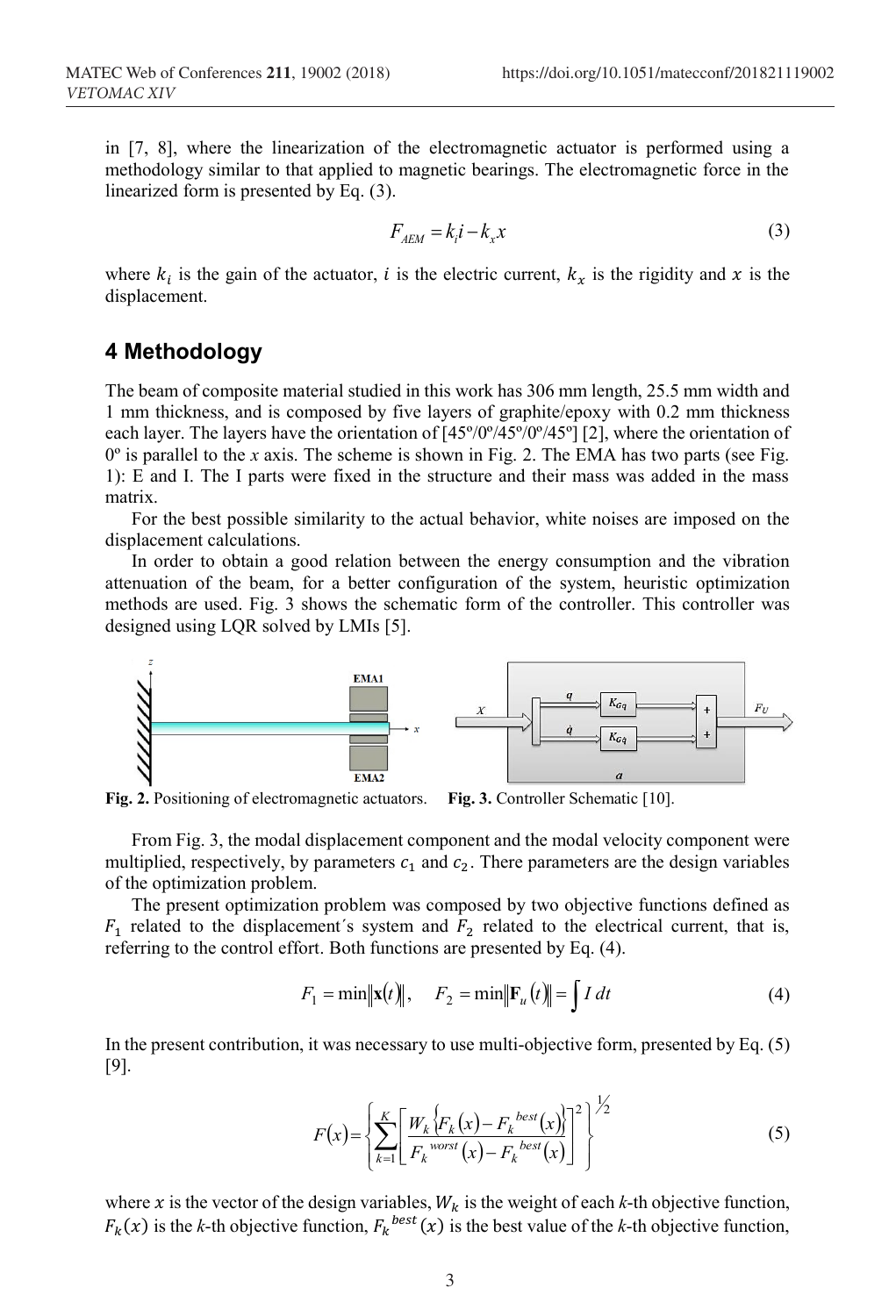in [7, 8], where the linearization of the electromagnetic actuator is performed using a methodology similar to that applied to magnetic bearings. The electromagnetic force in the linearized form is presented by Eq. (3).

$$F_{AEM} = k_i i - k_x x \tag{3}$$

where $k_i$ is the gain of the actuator, $i$ is the electric current, $k_x$ is the rigidity and $x$ is the displacement.

## 4 Methodology

The beam of composite material studied in this work has 306 mm length, 25.5 mm width and 1 mm thickness, and is composed by five layers of graphite/epoxy with 0.2 mm thickness each layer. The layers have the orientation of [45º/0º/45º/0º/45º] [2], where the orientation of 0º is parallel to the *x* axis. The scheme is shown in Fig. 2. The EMA has two parts (see Fig. 1): E and I. The I parts were fixed in the structure and their mass was added in the mass matrix.

For the best possible similarity to the actual behavior, white noises are imposed on the displacement calculations.

In order to obtain a good relation between the energy consumption and the vibration attenuation of the beam, for a better configuration of the system, heuristic optimization methods are used. Fig. 3 shows the schematic form of the controller. This controller was designed using LQR solved by LMIs [5].

**Fig. 2.** Positioning of electromagnetic actuators.

**Fig. 3.** Controller Schematic [10].

From Fig. 3, the modal displacement component and the modal velocity component were multiplied, respectively, by parameters $c_1$ and $c_2$. There parameters are the design variables of the optimization problem.

The present optimization problem was composed by two objective functions defined as $F_1$ related to the displacement´s system and $F_2$ related to the electrical current, that is, referring to the control effort. Both functions are presented by Eq. (4).

$$F_1 = \min\|\mathbf{x}(t)\|, \quad F_2 = \min\|\mathbf{F}_u(t)\| = \int I \, dt \tag{4}$$

In the present contribution, it was necessary to use multi-objective form, presented by Eq. (5) [9].

$$F(x) = \left\{ \sum_{k=1}^{K} \left[ \frac{W_k \left\{ F_k(x) - F_k^{best}(x) \right\}}{F_k^{worst}(x) - F_k^{best}(x)} \right]^2 \right\}^{1/2} \tag{5}$$

where $x$ is the vector of the design variables, $W_k$ is the weight of each $k$-th objective function, $F_k(x)$ is the $k$-th objective function, $F_k^{best}(x)$ is the best value of the $k$-th objective function,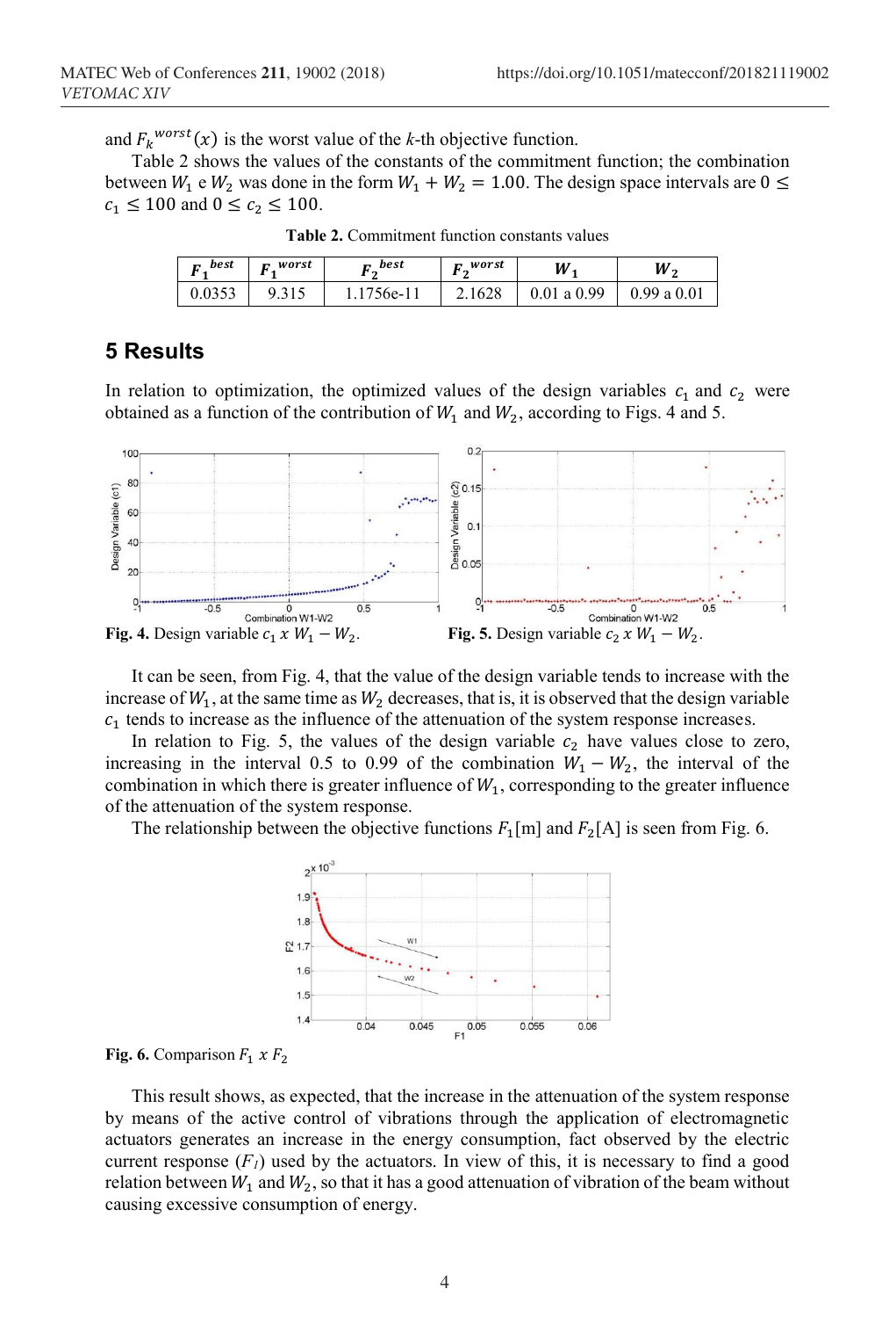and $F_k^{worst}(x)$ is the worst value of the $k$-th objective function.

Table 2 shows the values of the constants of the commitment function; the combination between $W_1$ e $W_2$ was done in the form $W_1 + W_2 = 1.00$. The design space intervals are $0 \leq c_1 \leq 100$ and $0 \leq c_2 \leq 100$.

**Table 2.** Commitment function constants values

| $F_1^{best}$ | $F_1^{worst}$ | $F_2^{best}$ | $F_2^{worst}$ | $W_1$ | $W_2$ |
|---|---|---|---|---|---|
| 0.0353 | 9.315 | 1.1756e-11 | 2.1628 | 0.01 a 0.99 | 0.99 a 0.01 |

## 5 Results

In relation to optimization, the optimized values of the design variables $c_1$ and $c_2$ were obtained as a function of the contribution of $W_1$ and $W_2$, according to Figs. 4 and 5.

**Fig. 4.** Design variable $c_1$ x $W_1 - W_2$.

**Fig. 5.** Design variable $c_2$ x $W_1 - W_2$.

It can be seen, from Fig. 4, that the value of the design variable tends to increase with the increase of $W_1$, at the same time as $W_2$ decreases, that is, it is observed that the design variable $c_1$ tends to increase as the influence of the attenuation of the system response increases.

In relation to Fig. 5, the values of the design variable $c_2$ have values close to zero, increasing in the interval 0.5 to 0.99 of the combination $W_1 - W_2$, the interval of the combination in which there is greater influence of $W_1$, corresponding to the greater influence of the attenuation of the system response.

The relationship between the objective functions $F_1$[m] and $F_2$[A] is seen from Fig. 6.

**Fig. 6.** Comparison $F_1$ x $F_2$

This result shows, as expected, that the increase in the attenuation of the system response by means of the active control of vibrations through the application of electromagnetic actuators generates an increase in the energy consumption, fact observed by the electric current response ($F_1$) used by the actuators. In view of this, it is necessary to find a good relation between $W_1$ and $W_2$, so that it has a good attenuation of vibration of the beam without causing excessive consumption of energy.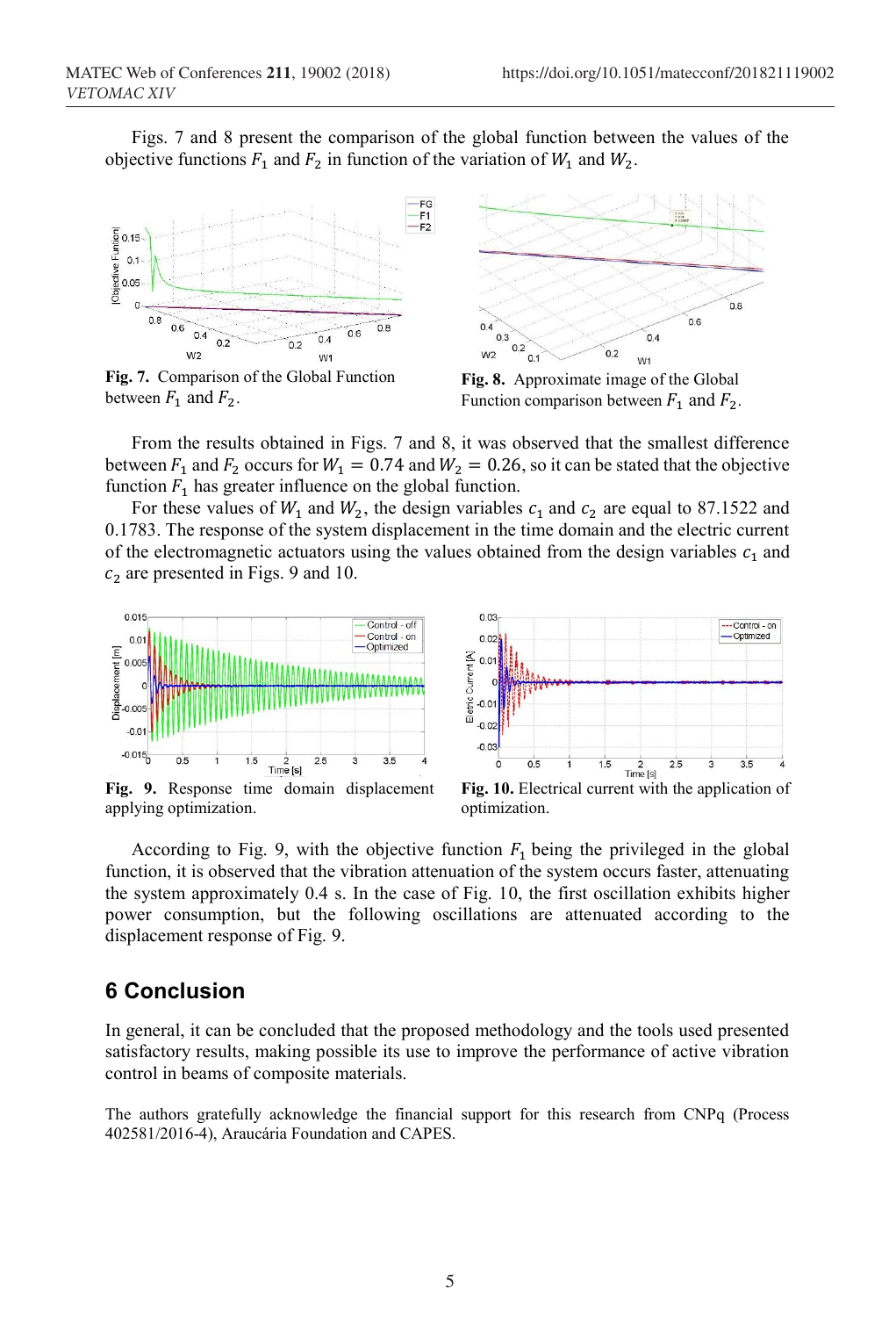Figs. 7 and 8 present the comparison of the global function between the values of the objective functions $F_1$ and $F_2$ in function of the variation of $W_1$ and $W_2$.

**Fig. 7.** Comparison of the Global Function between $F_1$ and $F_2$.

**Fig. 8.** Approximate image of the Global Function comparison between $F_1$ and $F_2$.

From the results obtained in Figs. 7 and 8, it was observed that the smallest difference between $F_1$ and $F_2$ occurs for $W_1 = 0.74$ and $W_2 = 0.26$, so it can be stated that the objective function $F_1$ has greater influence on the global function.

For these values of $W_1$ and $W_2$, the design variables $c_1$ and $c_2$ are equal to 87.1522 and 0.1783. The response of the system displacement in the time domain and the electric current of the electromagnetic actuators using the values obtained from the design variables $c_1$ and $c_2$ are presented in Figs. 9 and 10.

**Fig. 9.** Response time domain displacement applying optimization.

**Fig. 10.** Electrical current with the application of optimization.

According to Fig. 9, with the objective function $F_1$ being the privileged in the global function, it is observed that the vibration attenuation of the system occurs faster, attenuating the system approximately 0.4 s. In the case of Fig. 10, the first oscillation exhibits higher power consumption, but the following oscillations are attenuated according to the displacement response of Fig. 9.

## 6 Conclusion

In general, it can be concluded that the proposed methodology and the tools used presented satisfactory results, making possible its use to improve the performance of active vibration control in beams of composite materials.

The authors gratefully acknowledge the financial support for this research from CNPq (Process 402581/2016-4), Araucária Foundation and CAPES.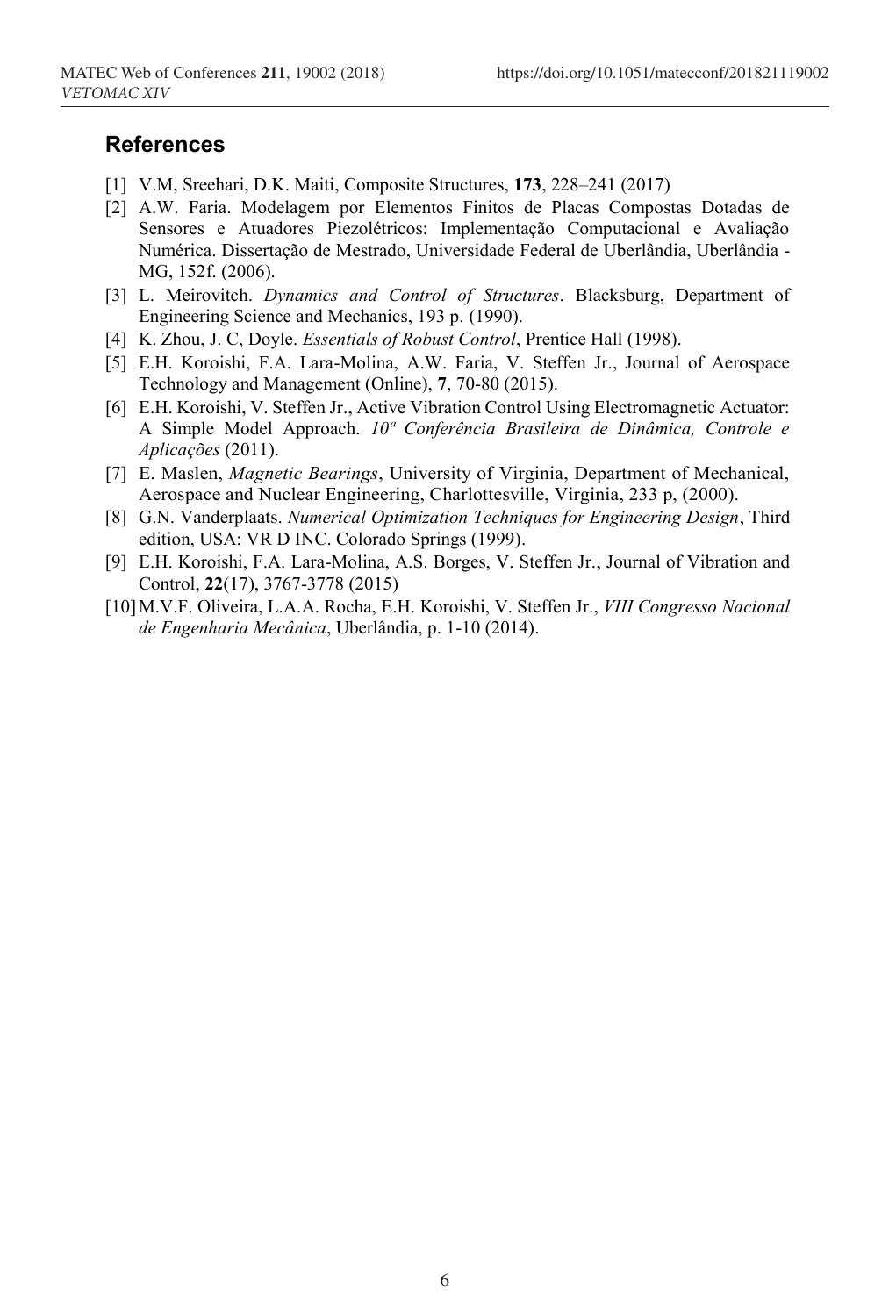## References

[1] V.M, Sreehari, D.K. Maiti, Composite Structures, **173**, 228–241 (2017)

[2] A.W. Faria. Modelagem por Elementos Finitos de Placas Compostas Dotadas de Sensores e Atuadores Piezolétricos: Implementação Computacional e Avaliação Numérica. Dissertação de Mestrado, Universidade Federal de Uberlândia, Uberlândia - MG, 152f. (2006).

[3] L. Meirovitch. *Dynamics and Control of Structures*. Blacksburg, Department of Engineering Science and Mechanics, 193 p. (1990).

[4] K. Zhou, J. C, Doyle. *Essentials of Robust Control*, Prentice Hall (1998).

[5] E.H. Koroishi, F.A. Lara-Molina, A.W. Faria, V. Steffen Jr., Journal of Aerospace Technology and Management (Online), **7**, 70-80 (2015).

[6] E.H. Koroishi, V. Steffen Jr., Active Vibration Control Using Electromagnetic Actuator: A Simple Model Approach. *10ª Conferência Brasileira de Dinâmica, Controle e Aplicações* (2011).

[7] E. Maslen, *Magnetic Bearings*, University of Virginia, Department of Mechanical, Aerospace and Nuclear Engineering, Charlottesville, Virginia, 233 p, (2000).

[8] G.N. Vanderplaats. *Numerical Optimization Techniques for Engineering Design*, Third edition, USA: VR D INC. Colorado Springs (1999).

[9] E.H. Koroishi, F.A. Lara-Molina, A.S. Borges, V. Steffen Jr., Journal of Vibration and Control, **22**(17), 3767-3778 (2015)

[10] M.V.F. Oliveira, L.A.A. Rocha, E.H. Koroishi, V. Steffen Jr., *VIII Congresso Nacional de Engenharia Mecânica*, Uberlândia, p. 1-10 (2014).